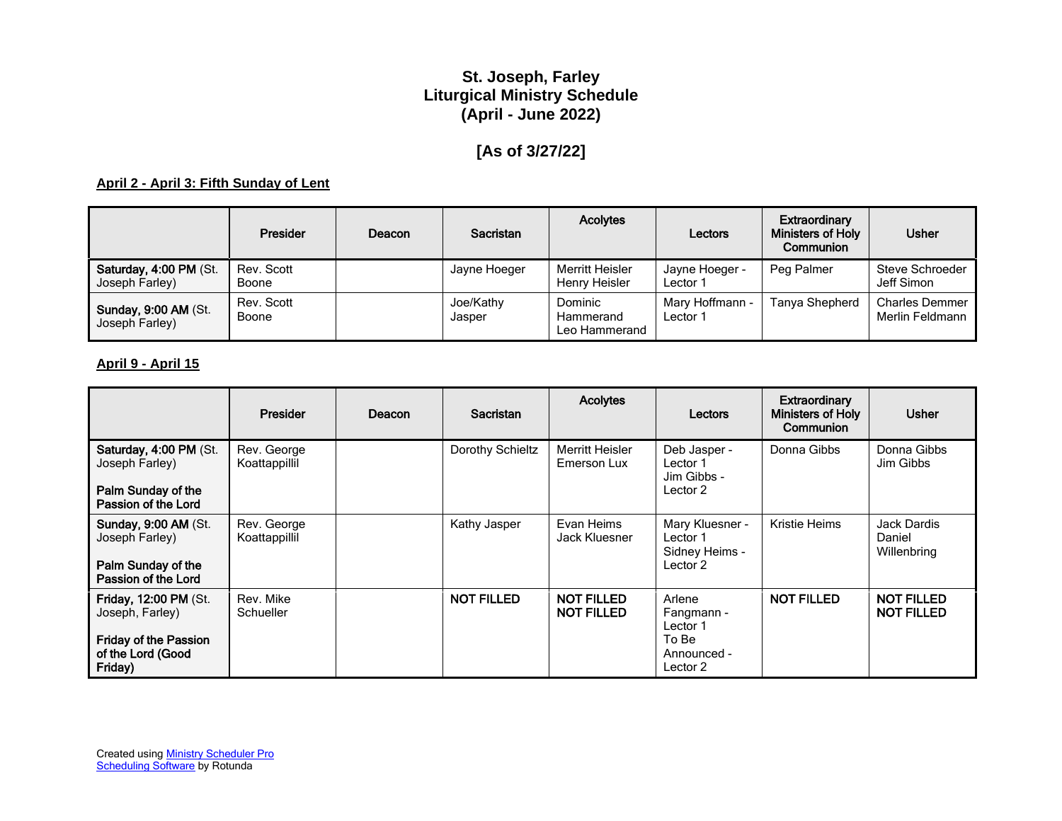# St. Joseph, Farley
# Liturgical Ministry Schedule
# (April - June 2022)

## [As of 3/27/22]

**April 2 - April 3: Fifth Sunday of Lent**

| | Presider | Deacon | Sacristan | Acolytes | Lectors | Extraordinary Ministers of Holy Communion | Usher |
|---|---|---|---|---|---|---|---|
| **Saturday, 4:00 PM** (St. Joseph Farley) | Rev. Scott Boone | | Jayne Hoeger | Merritt Heisler<br>Henry Heisler | Jayne Hoeger - Lector 1 | Peg Palmer | Steve Schroeder<br>Jeff Simon |
| **Sunday, 9:00 AM** (St. Joseph Farley) | Rev. Scott Boone | | Joe/Kathy Jasper | Dominic Hammerand<br>Leo Hammerand | Mary Hoffmann - Lector 1 | Tanya Shepherd | Charles Demmer<br>Merlin Feldmann |

**April 9 - April 15**

| | Presider | Deacon | Sacristan | Acolytes | Lectors | Extraordinary Ministers of Holy Communion | Usher |
|---|---|---|---|---|---|---|---|
| **Saturday, 4:00 PM** (St. Joseph Farley)<br><br>**Palm Sunday of the Passion of the Lord** | Rev. George Koattappillil | | Dorothy Schieltz | Merritt Heisler<br>Emerson Lux | Deb Jasper - Lector 1<br>Jim Gibbs - Lector 2 | Donna Gibbs | Donna Gibbs<br>Jim Gibbs |
| **Sunday, 9:00 AM** (St. Joseph Farley)<br><br>**Palm Sunday of the Passion of the Lord** | Rev. George Koattappillil | | Kathy Jasper | Evan Heims<br>Jack Kluesner | Mary Kluesner - Lector 1<br>Sidney Heims - Lector 2 | Kristie Heims | Jack Dardis<br>Daniel Willenbring |
| **Friday, 12:00 PM** (St. Joseph, Farley)<br><br>**Friday of the Passion of the Lord (Good Friday)** | Rev. Mike Schueller | | **NOT FILLED** | **NOT FILLED**<br>**NOT FILLED** | Arlene Fangmann - Lector 1<br>To Be Announced - Lector 2 | **NOT FILLED** | **NOT FILLED**<br>**NOT FILLED** |

Created using Ministry Scheduler Pro Scheduling Software by Rotunda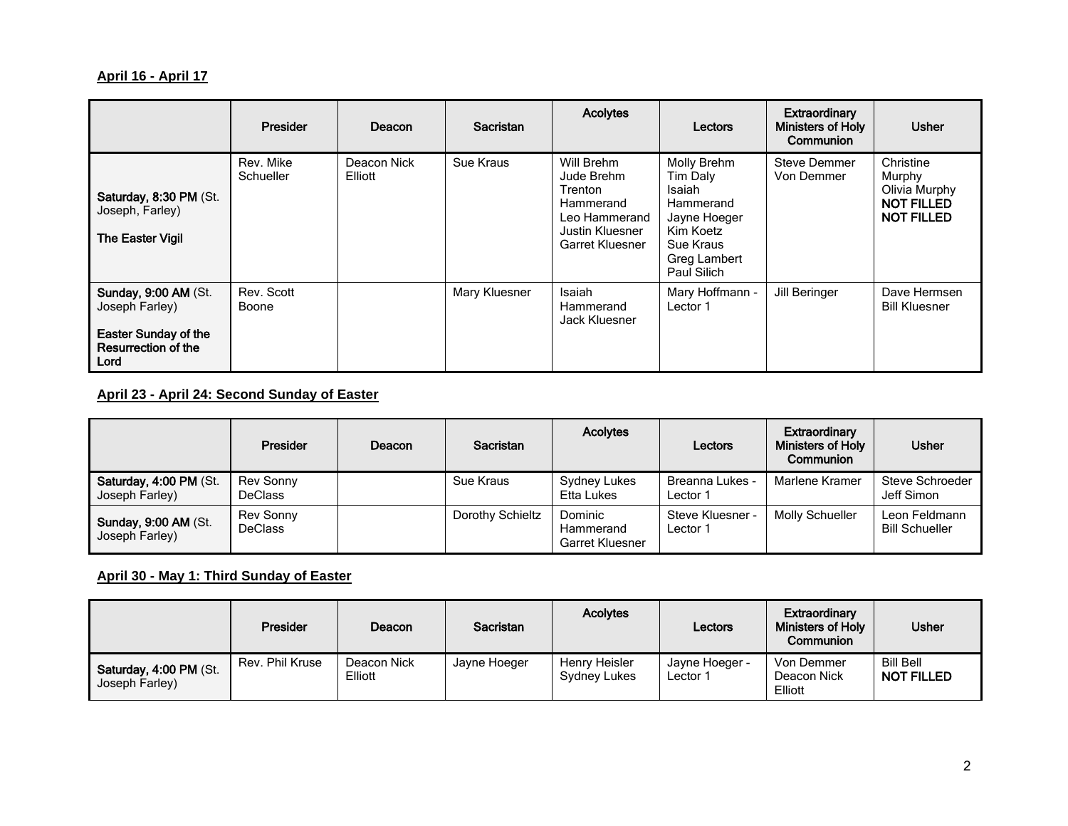**April 16 - April 17**

| | Presider | Deacon | Sacristan | Acolytes | Lectors | Extraordinary Ministers of Holy Communion | Usher |
|---|---|---|---|---|---|---|---|
| **Saturday, 8:30 PM** (St. Joseph, Farley)<br><br>**The Easter Vigil** | Rev. Mike Schueller | Deacon Nick Elliott | Sue Kraus | Will Brehm<br>Jude Brehm<br>Trenton Hammerand<br>Leo Hammerand<br>Justin Kluesner<br>Garret Kluesner | Molly Brehm<br>Tim Daly<br>Isaiah Hammerand<br>Jayne Hoeger<br>Kim Koetz<br>Sue Kraus<br>Greg Lambert<br>Paul Silich | Steve Demmer<br>Von Demmer | Christine Murphy<br>Olivia Murphy<br>**NOT FILLED**<br>**NOT FILLED** |
| **Sunday, 9:00 AM** (St. Joseph Farley)<br><br>**Easter Sunday of the Resurrection of the Lord** | Rev. Scott Boone | | Mary Kluesner | Isaiah Hammerand<br>Jack Kluesner | Mary Hoffmann - Lector 1 | Jill Beringer | Dave Hermsen<br>Bill Kluesner |

**April 23 - April 24: Second Sunday of Easter**

| | Presider | Deacon | Sacristan | Acolytes | Lectors | Extraordinary Ministers of Holy Communion | Usher |
|---|---|---|---|---|---|---|---|
| **Saturday, 4:00 PM** (St. Joseph Farley) | Rev Sonny DeClass | | Sue Kraus | Sydney Lukes<br>Etta Lukes | Breanna Lukes - Lector 1 | Marlene Kramer | Steve Schroeder<br>Jeff Simon |
| **Sunday, 9:00 AM** (St. Joseph Farley) | Rev Sonny DeClass | | Dorothy Schieltz | Dominic Hammerand<br>Garret Kluesner | Steve Kluesner - Lector 1 | Molly Schueller | Leon Feldmann<br>Bill Schueller |

**April 30 - May 1: Third Sunday of Easter**

| | Presider | Deacon | Sacristan | Acolytes | Lectors | Extraordinary Ministers of Holy Communion | Usher |
|---|---|---|---|---|---|---|---|
| **Saturday, 4:00 PM** (St. Joseph Farley) | Rev. Phil Kruse | Deacon Nick Elliott | Jayne Hoeger | Henry Heisler<br>Sydney Lukes | Jayne Hoeger - Lector 1 | Von Demmer<br>Deacon Nick Elliott | Bill Bell<br>**NOT FILLED** |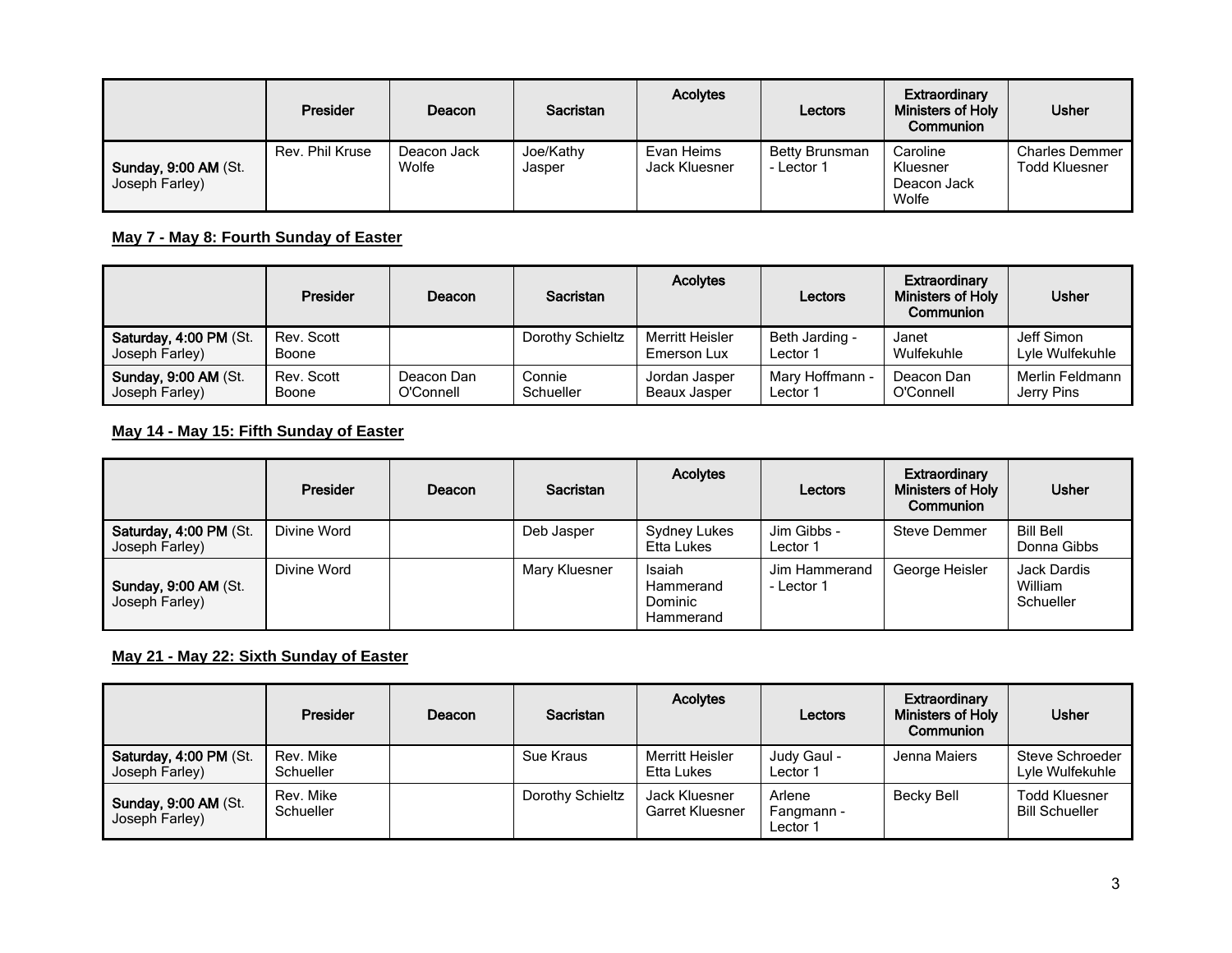|  | Presider | Deacon | Sacristan | Acolytes | Lectors | Extraordinary Ministers of Holy Communion | Usher |
|---|---|---|---|---|---|---|---|
| **Sunday, 9:00 AM** (St. Joseph Farley) | Rev. Phil Kruse | Deacon Jack Wolfe | Joe/Kathy Jasper | Evan Heims Jack Kluesner | Betty Brunsman - Lector 1 | Caroline Kluesner Deacon Jack Wolfe | Charles Demmer Todd Kluesner |

**May 7 - May 8: Fourth Sunday of Easter**

|  | Presider | Deacon | Sacristan | Acolytes | Lectors | Extraordinary Ministers of Holy Communion | Usher |
|---|---|---|---|---|---|---|---|
| **Saturday, 4:00 PM** (St. Joseph Farley) | Rev. Scott Boone |  | Dorothy Schieltz | Merritt Heisler Emerson Lux | Beth Jarding - Lector 1 | Janet Wulfekuhle | Jeff Simon Lyle Wulfekuhle |
| **Sunday, 9:00 AM** (St. Joseph Farley) | Rev. Scott Boone | Deacon Dan O'Connell | Connie Schueller | Jordan Jasper Beaux Jasper | Mary Hoffmann - Lector 1 | Deacon Dan O'Connell | Merlin Feldmann Jerry Pins |

**May 14 - May 15: Fifth Sunday of Easter**

|  | Presider | Deacon | Sacristan | Acolytes | Lectors | Extraordinary Ministers of Holy Communion | Usher |
|---|---|---|---|---|---|---|---|
| **Saturday, 4:00 PM** (St. Joseph Farley) | Divine Word |  | Deb Jasper | Sydney Lukes Etta Lukes | Jim Gibbs - Lector 1 | Steve Demmer | Bill Bell Donna Gibbs |
| **Sunday, 9:00 AM** (St. Joseph Farley) | Divine Word |  | Mary Kluesner | Isaiah Hammerand Dominic Hammerand | Jim Hammerand - Lector 1 | George Heisler | Jack Dardis William Schueller |

**May 21 - May 22: Sixth Sunday of Easter**

|  | Presider | Deacon | Sacristan | Acolytes | Lectors | Extraordinary Ministers of Holy Communion | Usher |
|---|---|---|---|---|---|---|---|
| **Saturday, 4:00 PM** (St. Joseph Farley) | Rev. Mike Schueller |  | Sue Kraus | Merritt Heisler Etta Lukes | Judy Gaul - Lector 1 | Jenna Maiers | Steve Schroeder Lyle Wulfekuhle |
| **Sunday, 9:00 AM** (St. Joseph Farley) | Rev. Mike Schueller |  | Dorothy Schieltz | Jack Kluesner Garret Kluesner | Arlene Fangmann - Lector 1 | Becky Bell | Todd Kluesner Bill Schueller |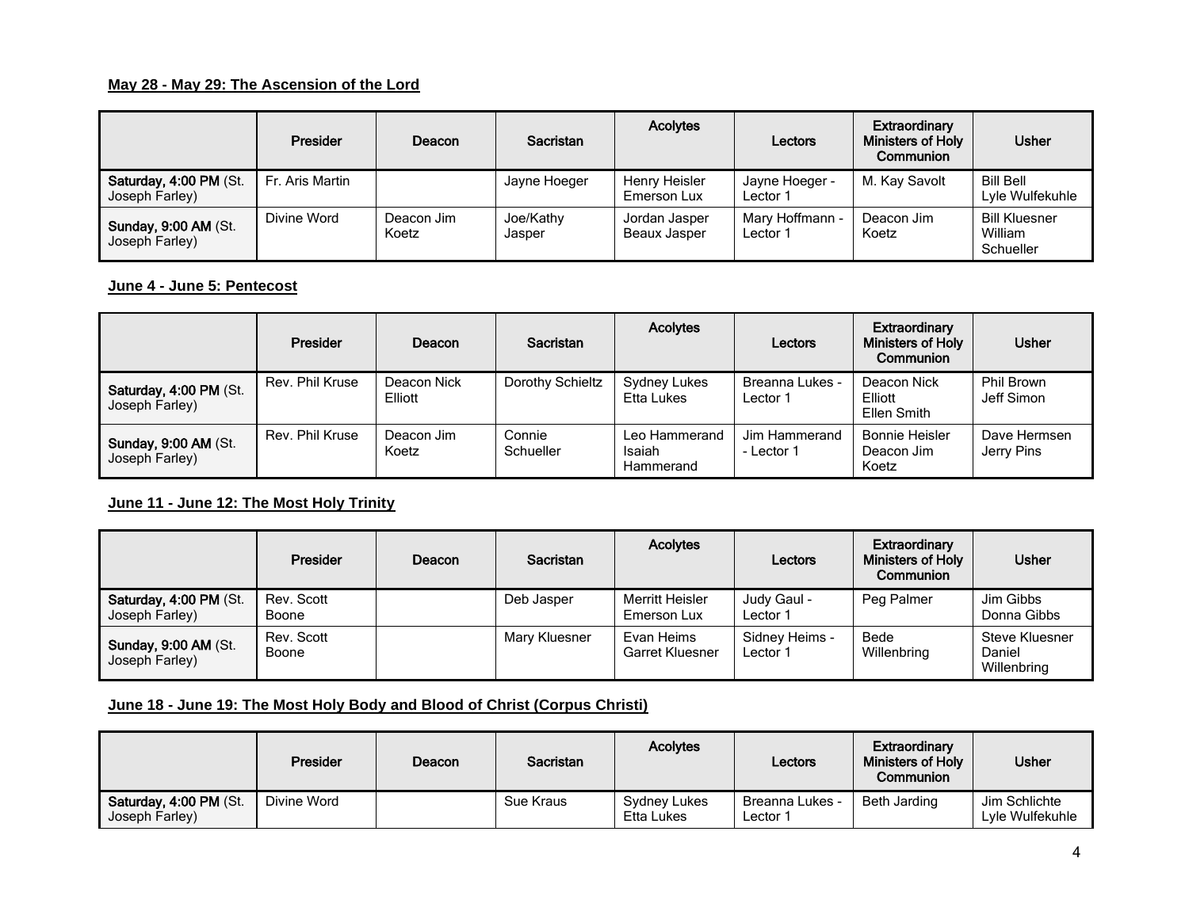**May 28 - May 29: The Ascension of the Lord**

| | Presider | Deacon | Sacristan | Acolytes | Lectors | Extraordinary Ministers of Holy Communion | Usher |
|---|---|---|---|---|---|---|---|
| **Saturday, 4:00 PM** (St. Joseph Farley) | Fr. Aris Martin | | Jayne Hoeger | Henry Heisler<br>Emerson Lux | Jayne Hoeger - Lector 1 | M. Kay Savolt | Bill Bell<br>Lyle Wulfekuhle |
| **Sunday, 9:00 AM** (St. Joseph Farley) | Divine Word | Deacon Jim Koetz | Joe/Kathy Jasper | Jordan Jasper<br>Beaux Jasper | Mary Hoffmann - Lector 1 | Deacon Jim Koetz | Bill Kluesner<br>William Schueller |

**June 4 - June 5: Pentecost**

| | Presider | Deacon | Sacristan | Acolytes | Lectors | Extraordinary Ministers of Holy Communion | Usher |
|---|---|---|---|---|---|---|---|
| **Saturday, 4:00 PM** (St. Joseph Farley) | Rev. Phil Kruse | Deacon Nick Elliott | Dorothy Schieltz | Sydney Lukes<br>Etta Lukes | Breanna Lukes - Lector 1 | Deacon Nick Elliott<br>Ellen Smith | Phil Brown<br>Jeff Simon |
| **Sunday, 9:00 AM** (St. Joseph Farley) | Rev. Phil Kruse | Deacon Jim Koetz | Connie Schueller | Leo Hammerand<br>Isaiah Hammerand | Jim Hammerand - Lector 1 | Bonnie Heisler<br>Deacon Jim Koetz | Dave Hermsen<br>Jerry Pins |

**June 11 - June 12: The Most Holy Trinity**

| | Presider | Deacon | Sacristan | Acolytes | Lectors | Extraordinary Ministers of Holy Communion | Usher |
|---|---|---|---|---|---|---|---|
| **Saturday, 4:00 PM** (St. Joseph Farley) | Rev. Scott Boone | | Deb Jasper | Merritt Heisler<br>Emerson Lux | Judy Gaul - Lector 1 | Peg Palmer | Jim Gibbs<br>Donna Gibbs |
| **Sunday, 9:00 AM** (St. Joseph Farley) | Rev. Scott Boone | | Mary Kluesner | Evan Heims<br>Garret Kluesner | Sidney Heims - Lector 1 | Bede Willenbring | Steve Kluesner<br>Daniel Willenbring |

**June 18 - June 19: The Most Holy Body and Blood of Christ (Corpus Christi)**

| | Presider | Deacon | Sacristan | Acolytes | Lectors | Extraordinary Ministers of Holy Communion | Usher |
|---|---|---|---|---|---|---|---|
| **Saturday, 4:00 PM** (St. Joseph Farley) | Divine Word | | Sue Kraus | Sydney Lukes<br>Etta Lukes | Breanna Lukes - Lector 1 | Beth Jarding | Jim Schlichte<br>Lyle Wulfekuhle |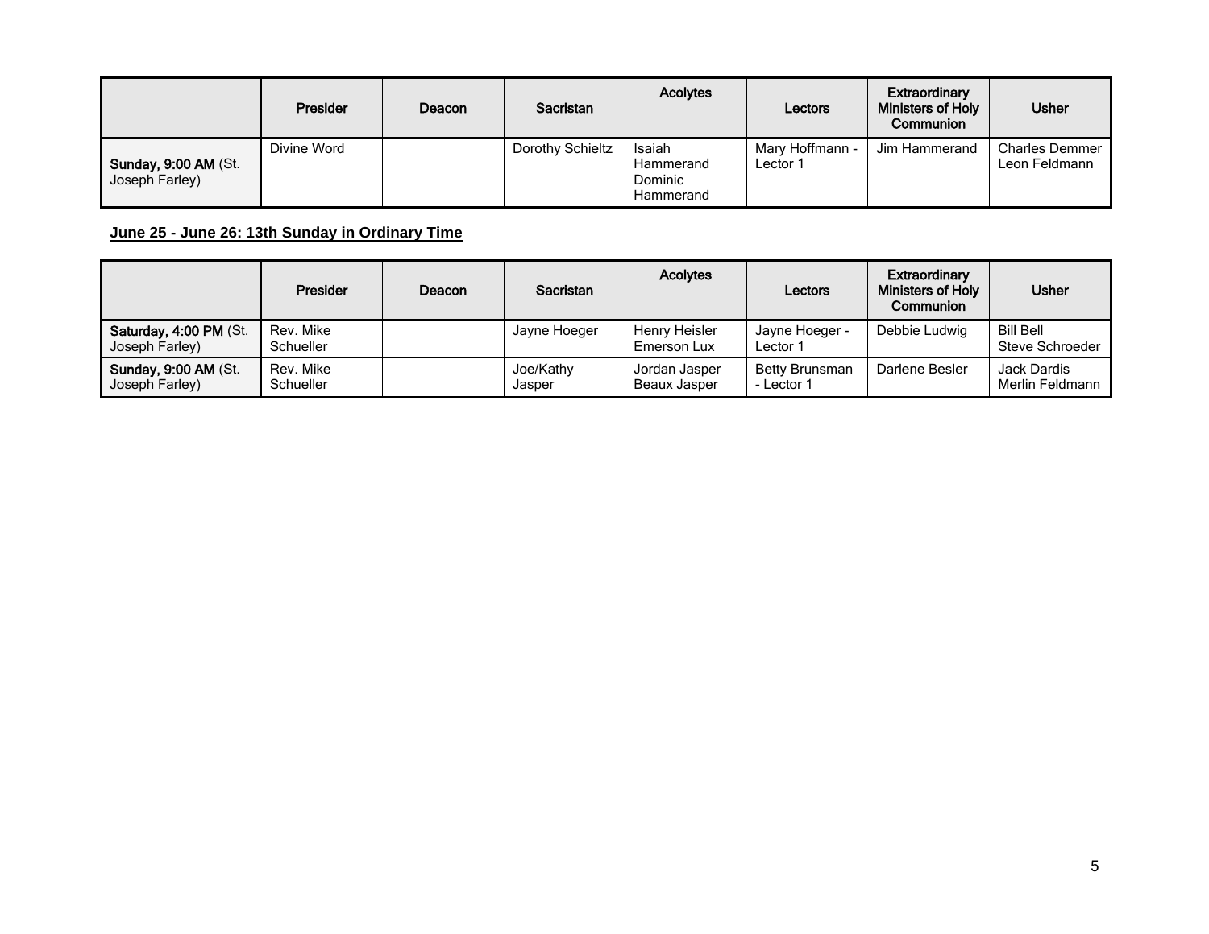| | Presider | Deacon | Sacristan | Acolytes | Lectors | Extraordinary Ministers of Holy Communion | Usher |
|---|---|---|---|---|---|---|---|
| **Sunday, 9:00 AM** (St. Joseph Farley) | Divine Word | | Dorothy Schieltz | Isaiah Hammerand<br>Dominic Hammerand | Mary Hoffmann - Lector 1 | Jim Hammerand | Charles Demmer<br>Leon Feldmann |

**June 25 - June 26: 13th Sunday in Ordinary Time**

| | Presider | Deacon | Sacristan | Acolytes | Lectors | Extraordinary Ministers of Holy Communion | Usher |
|---|---|---|---|---|---|---|---|
| **Saturday, 4:00 PM** (St. Joseph Farley) | Rev. Mike Schueller | | Jayne Hoeger | Henry Heisler<br>Emerson Lux | Jayne Hoeger - Lector 1 | Debbie Ludwig | Bill Bell<br>Steve Schroeder |
| **Sunday, 9:00 AM** (St. Joseph Farley) | Rev. Mike Schueller | | Joe/Kathy Jasper | Jordan Jasper<br>Beaux Jasper | Betty Brunsman - Lector 1 | Darlene Besler | Jack Dardis<br>Merlin Feldmann |